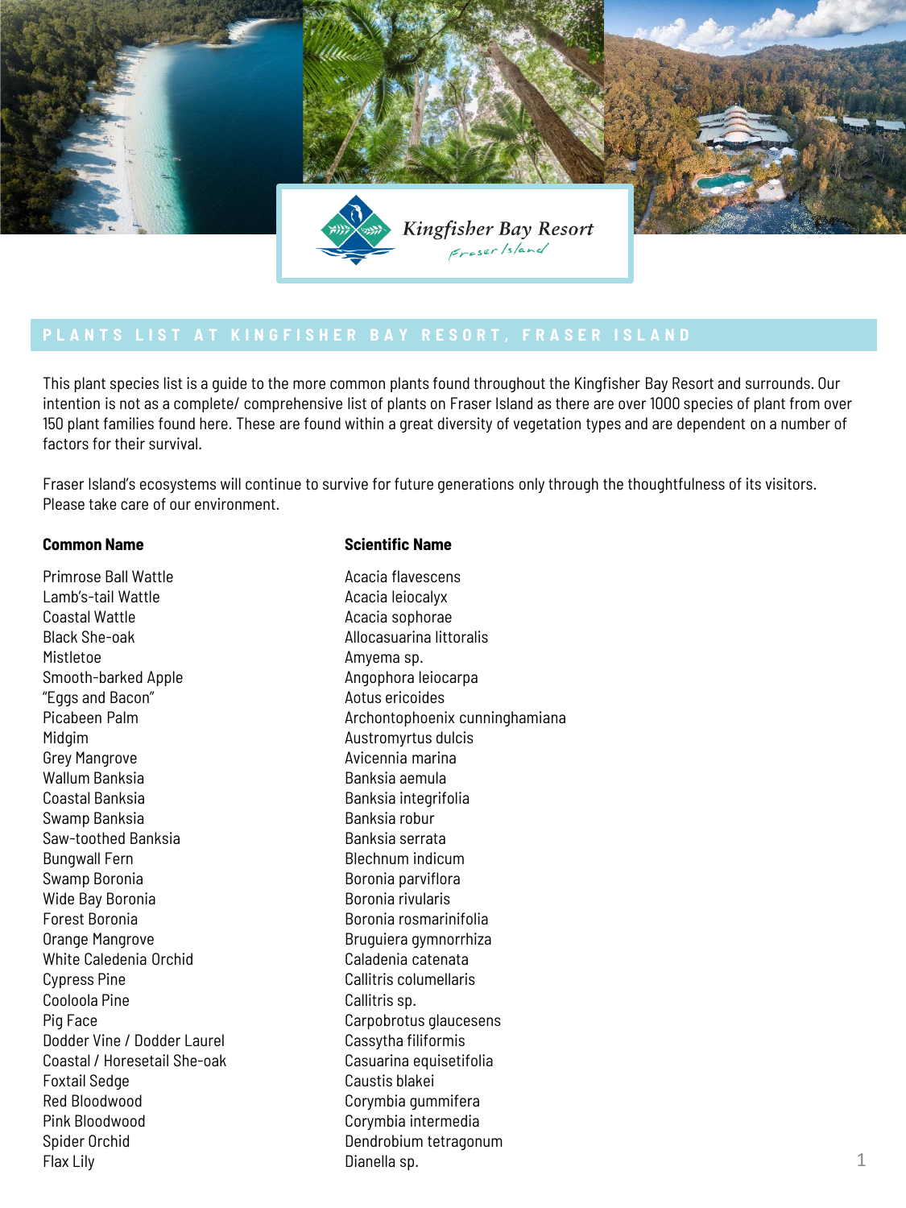Kingfisher Bay Resort
Fraser Island

## PLANTS LIST AT KINGFISHER BAY RESORT, FRASER ISLAND

This plant species list is a guide to the more common plants found throughout the Kingfisher Bay Resort and surrounds. Our intention is not as a complete/ comprehensive list of plants on Fraser Island as there are over 1000 species of plant from over 150 plant families found here. These are found within a great diversity of vegetation types and are dependent on a number of factors for their survival.

Fraser Island's ecosystems will continue to survive for future generations only through the thoughtfulness of its visitors. Please take care of our environment.

| Common Name | Scientific Name |
| --- | --- |
| Primrose Ball Wattle | Acacia flavescens |
| Lamb's-tail Wattle | Acacia leiocalyx |
| Coastal Wattle | Acacia sophorae |
| Black She-oak | Allocasuarina littoralis |
| Mistletoe | Amyema sp. |
| Smooth-barked Apple | Angophora leiocarpa |
| "Eggs and Bacon" | Aotus ericoides |
| Picabeen Palm | Archontophoenix cunninghamiana |
| Midgim | Austromyrtus dulcis |
| Grey Mangrove | Avicennia marina |
| Wallum Banksia | Banksia aemula |
| Coastal Banksia | Banksia integrifolia |
| Swamp Banksia | Banksia robur |
| Saw-toothed Banksia | Banksia serrata |
| Bungwall Fern | Blechnum indicum |
| Swamp Boronia | Boronia parviflora |
| Wide Bay Boronia | Boronia rivularis |
| Forest Boronia | Boronia rosmarinifolia |
| Orange Mangrove | Bruguiera gymnorrhiza |
| White Caledenia Orchid | Caladenia catenata |
| Cypress Pine | Callitris columellaris |
| Cooloola Pine | Callitris sp. |
| Pig Face | Carpobrotus glaucesens |
| Dodder Vine / Dodder Laurel | Cassytha filiformis |
| Coastal / Horesetail She-oak | Casuarina equisetifolia |
| Foxtail Sedge | Caustis blakei |
| Red Bloodwood | Corymbia gummifera |
| Pink Bloodwood | Corymbia intermedia |
| Spider Orchid | Dendrobium tetragonum |
| Flax Lily | Dianella sp. |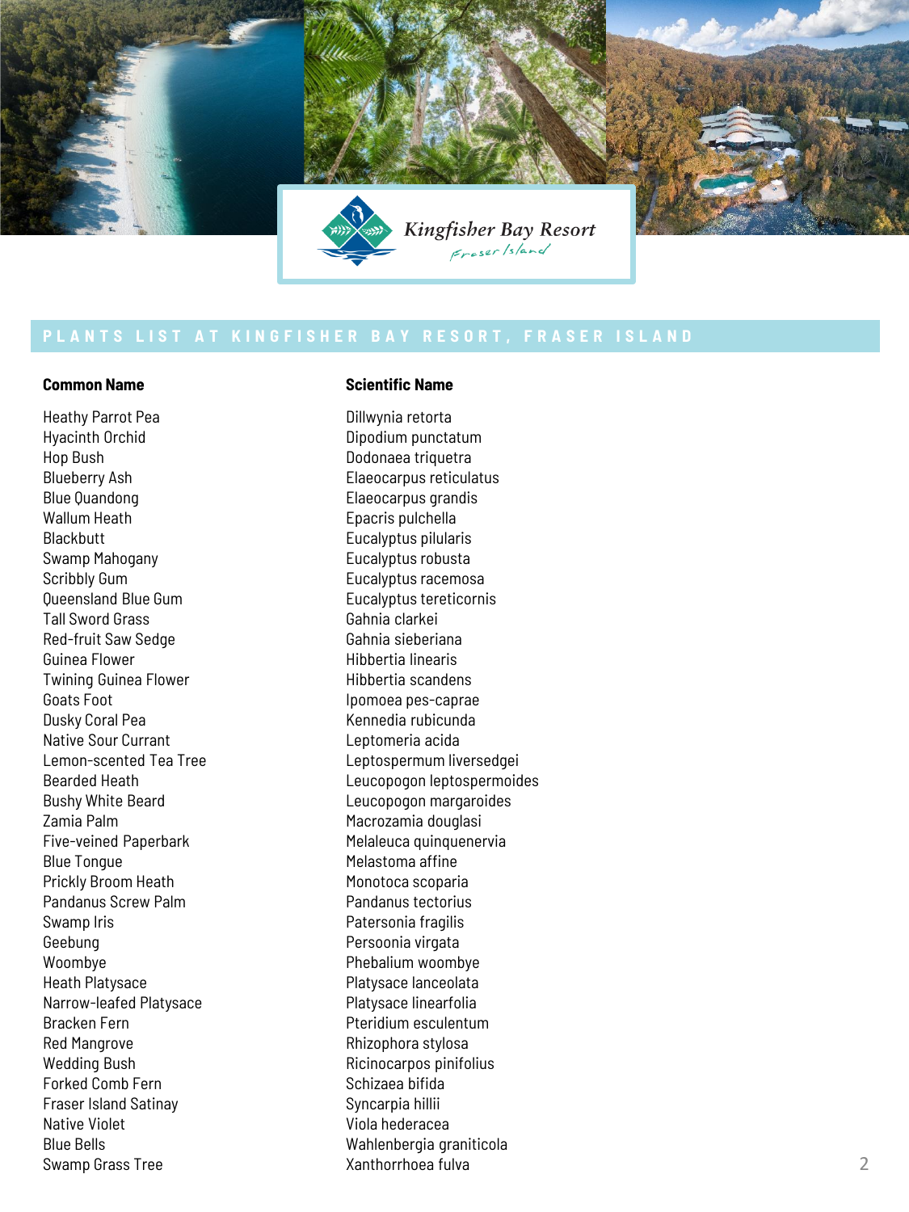Kingfisher Bay Resort
Fraser Island

## PLANTS LIST AT KINGFISHER BAY RESORT, FRASER ISLAND

| Common Name | Scientific Name |
|---|---|
| Heathy Parrot Pea | Dillwynia retorta |
| Hyacinth Orchid | Dipodium punctatum |
| Hop Bush | Dodonaea triquetra |
| Blueberry Ash | Elaeocarpus reticulatus |
| Blue Quandong | Elaeocarpus grandis |
| Wallum Heath | Epacris pulchella |
| Blackbutt | Eucalyptus pilularis |
| Swamp Mahogany | Eucalyptus robusta |
| Scribbly Gum | Eucalyptus racemosa |
| Queensland Blue Gum | Eucalyptus tereticornis |
| Tall Sword Grass | Gahnia clarkei |
| Red-fruit Saw Sedge | Gahnia sieberiana |
| Guinea Flower | Hibbertia linearis |
| Twining Guinea Flower | Hibbertia scandens |
| Goats Foot | Ipomoea pes-caprae |
| Dusky Coral Pea | Kennedia rubicunda |
| Native Sour Currant | Leptomeria acida |
| Lemon-scented Tea Tree | Leptospermum liversedgei |
| Bearded Heath | Leucopogon leptospermoides |
| Bushy White Beard | Leucopogon margaroides |
| Zamia Palm | Macrozamia douglasi |
| Five-veined Paperbark | Melaleuca quinquenervia |
| Blue Tongue | Melastoma affine |
| Prickly Broom Heath | Monotoca scoparia |
| Pandanus Screw Palm | Pandanus tectorius |
| Swamp Iris | Patersonia fragilis |
| Geebung | Persoonia virgata |
| Woombye | Phebalium woombye |
| Heath Platysace | Platysace lanceolata |
| Narrow-leafed Platysace | Platysace linearfolia |
| Bracken Fern | Pteridium esculentum |
| Red Mangrove | Rhizophora stylosa |
| Wedding Bush | Ricinocarpos pinifolius |
| Forked Comb Fern | Schizaea bifida |
| Fraser Island Satinay | Syncarpia hillii |
| Native Violet | Viola hederacea |
| Blue Bells | Wahlenbergia graniticola |
| Swamp Grass Tree | Xanthorrhoea fulva |